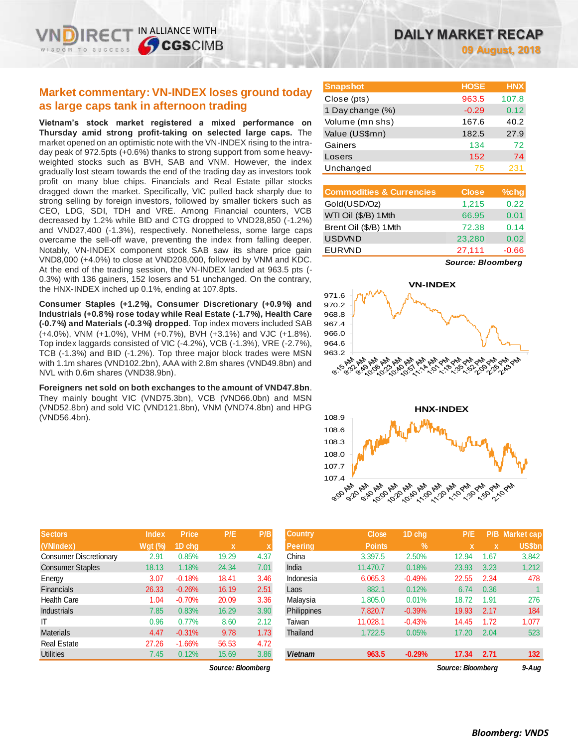# DAILY MARKET RECAP

**09 August, 2018**

## Market commentary: VN-INDEX loses ground today as large caps tank in afternoon trading

**Vietnam's stock market registered a mixed performance on Thursday amid strong profit-taking on selected large caps.** The market opened on an optimistic note with the VN-INDEX rising to the intra-day peak of 972.5pts (+0.6%) thanks to strong support from some heavy-weighted stocks such as BVH, SAB and VNM. However, the index gradually lost steam towards the end of the trading day as investors took profit on many blue chips. Financials and Real Estate pillar stocks dragged down the market. Specifically, VIC pulled back sharply due to strong selling by foreign investors, followed by smaller tickers such as CEO, LDG, SDI, TDH and VRE. Among Financial counters, VCB decreased by 1.2% while BID and CTG dropped to VND28,850 (-1.2%) and VND27,400 (-1.3%), respectively. Nonetheless, some large caps overcame the sell-off wave, preventing the index from falling deeper. Notably, VN-INDEX component stock SAB saw its share price gain VND8,000 (+4.0%) to close at VND208,000, followed by VNM and KDC. At the end of the trading session, the VN-INDEX landed at 963.5 pts (-0.3%) with 136 gainers, 152 losers and 51 unchanged. On the contrary, the HNX-INDEX inched up 0.1%, ending at 107.8pts.

**Consumer Staples (+1.2%), Consumer Discretionary (+0.9%) and Industrials (+0.8%) rose today while Real Estate (-1.7%), Health Care (-0.7%) and Materials (-0.3%) dropped**. Top index movers included SAB (+4.0%), VNM (+1.0%), VHM (+0.7%), BVH (+3.1%) and VJC (+1.8%). Top index laggards consisted of VIC (-4.2%), VCB (-1.3%), VRE (-2.7%), TCB (-1.3%) and BID (-1.2%). Top three major block trades were MSN with 1.1m shares (VND102.2bn), AAA with 2.8m shares (VND49.8bn) and NVL with 0.6m shares (VND38.9bn).

**Foreigners net sold on both exchanges to the amount of VND47.8bn**. They mainly bought VIC (VND75.3bn), VCB (VND66.0bn) and MSN (VND52.8bn) and sold VIC (VND121.8bn), VNM (VND74.8bn) and HPG (VND56.4bn).

| Snapshot | HOSE | HNX |
|---|---|---|
| Close (pts) | 963.5 | 107.8 |
| 1 Day change (%) | -0.29 | 0.12 |
| Volume (mn shs) | 167.6 | 40.2 |
| Value (US$mn) | 182.5 | 27.9 |
| Gainers | 134 | 72 |
| Losers | 152 | 74 |
| Unchanged | 75 | 231 |

| Commodities & Currencies | Close | %chg |
|---|---|---|
| Gold(USD/Oz) | 1,215 | 0.22 |
| WTI Oil ($/B) 1Mth | 66.95 | 0.01 |
| Brent Oil ($/B) 1Mth | 72.38 | 0.14 |
| USDVND | 23,280 | 0.02 |
| EURVND | 27,111 | -0.66 |

*Source: Bloomberg*

| Sectors (VNIndex) | Index Wgt (%) | Price 1D chg | P/E x | P/B x |
|---|---|---|---|---|
| Consumer Discretionary | 2.91 | 0.85% | 19.29 | 4.37 |
| Consumer Staples | 18.13 | 1.18% | 24.34 | 7.01 |
| Energy | 3.07 | -0.18% | 18.41 | 3.46 |
| Financials | 26.33 | -0.26% | 16.19 | 2.51 |
| Health Care | 1.04 | -0.70% | 20.09 | 3.36 |
| Industrials | 7.85 | 0.83% | 16.29 | 3.90 |
| IT | 0.96 | 0.77% | 8.60 | 2.12 |
| Materials | 4.47 | -0.31% | 9.78 | 1.73 |
| Real Estate | 27.26 | -1.66% | 56.53 | 4.72 |
| Utilities | 7.45 | 0.12% | 15.69 | 3.86 |

*Source: Bloomberg*

| Country Peering | Close Points | 1D chg % | P/E x | P/B x | Market cap US$bn |
|---|---|---|---|---|---|
| China | 3,397.5 | 2.50% | 12.94 | 1.67 | 3,842 |
| India | 11,470.7 | 0.18% | 23.93 | 3.23 | 1,212 |
| Indonesia | 6,065.3 | -0.49% | 22.55 | 2.34 | 478 |
| Laos | 882.1 | 0.12% | 6.74 | 0.36 | 1 |
| Malaysia | 1,805.0 | 0.01% | 18.72 | 1.91 | 276 |
| Philippines | 7,820.7 | -0.39% | 19.93 | 2.17 | 184 |
| Taiwan | 11,028.1 | -0.43% | 14.45 | 1.72 | 1,077 |
| Thailand | 1,722.5 | 0.05% | 17.20 | 2.04 | 523 |
| **Vietnam** | **963.5** | **-0.29%** | **17.34** | **2.71** | **132** |

*Source: Bloomberg* *9-Aug*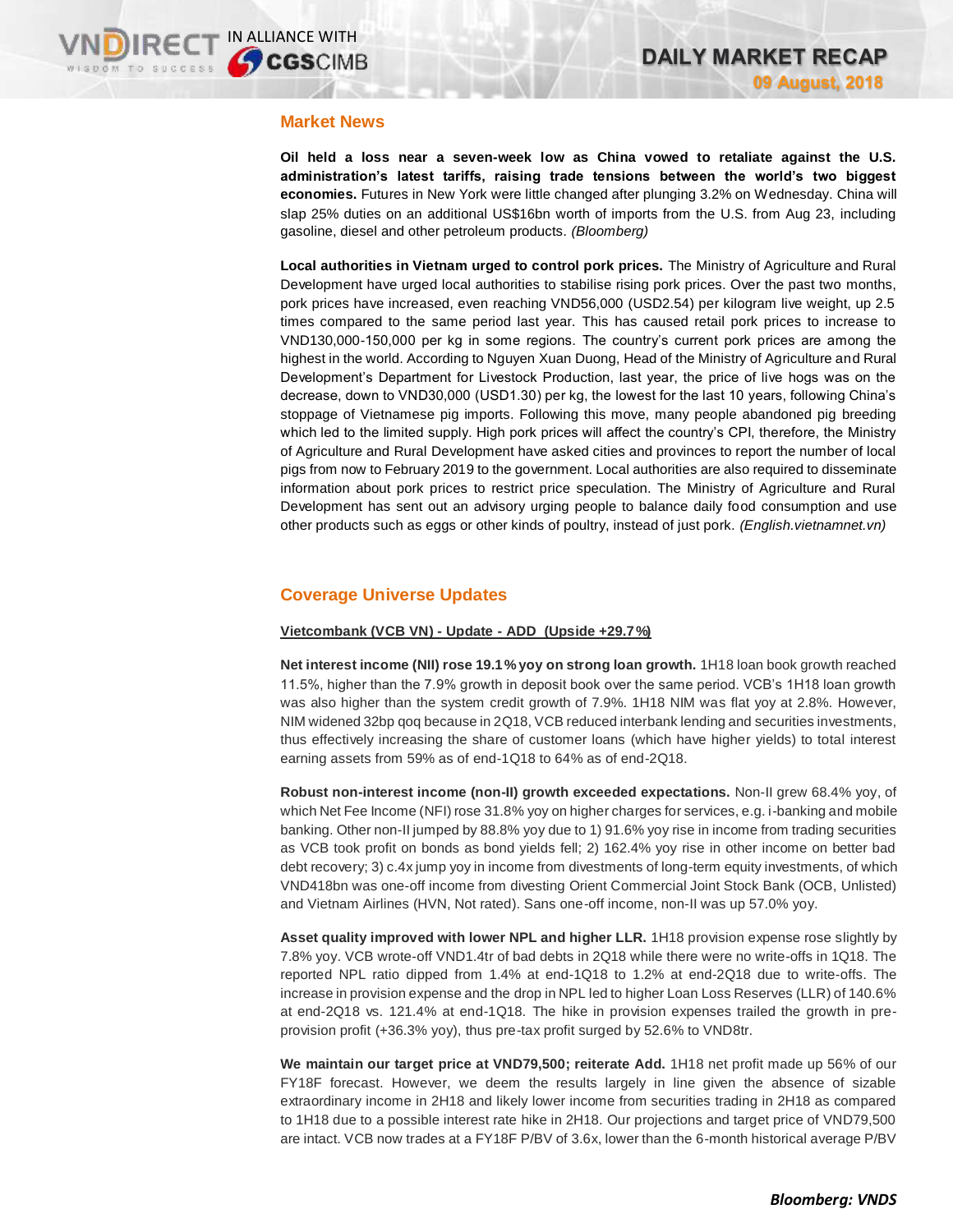## Market News

**Oil held a loss near a seven-week low as China vowed to retaliate against the U.S. administration's latest tariffs, raising trade tensions between the world's two biggest economies.** Futures in New York were little changed after plunging 3.2% on Wednesday. China will slap 25% duties on an additional US$16bn worth of imports from the U.S. from Aug 23, including gasoline, diesel and other petroleum products. *(Bloomberg)*

**Local authorities in Vietnam urged to control pork prices.** The Ministry of Agriculture and Rural Development have urged local authorities to stabilise rising pork prices. Over the past two months, pork prices have increased, even reaching VND56,000 (USD2.54) per kilogram live weight, up 2.5 times compared to the same period last year. This has caused retail pork prices to increase to VND130,000-150,000 per kg in some regions. The country's current pork prices are among the highest in the world. According to Nguyen Xuan Duong, Head of the Ministry of Agriculture and Rural Development's Department for Livestock Production, last year, the price of live hogs was on the decrease, down to VND30,000 (USD1.30) per kg, the lowest for the last 10 years, following China's stoppage of Vietnamese pig imports. Following this move, many people abandoned pig breeding which led to the limited supply. High pork prices will affect the country's CPI, therefore, the Ministry of Agriculture and Rural Development have asked cities and provinces to report the number of local pigs from now to February 2019 to the government. Local authorities are also required to disseminate information about pork prices to restrict price speculation. The Ministry of Agriculture and Rural Development has sent out an advisory urging people to balance daily food consumption and use other products such as eggs or other kinds of poultry, instead of just pork. *(English.vietnamnet.vn)*

## Coverage Universe Updates

**Vietcombank (VCB VN) - Update - ADD (Upside +29.7%)**

**Net interest income (NII) rose 19.1% yoy on strong loan growth.** 1H18 loan book growth reached 11.5%, higher than the 7.9% growth in deposit book over the same period. VCB's 1H18 loan growth was also higher than the system credit growth of 7.9%. 1H18 NIM was flat yoy at 2.8%. However, NIM widened 32bp qoq because in 2Q18, VCB reduced interbank lending and securities investments, thus effectively increasing the share of customer loans (which have higher yields) to total interest earning assets from 59% as of end-1Q18 to 64% as of end-2Q18.

**Robust non-interest income (non-II) growth exceeded expectations.** Non-II grew 68.4% yoy, of which Net Fee Income (NFI) rose 31.8% yoy on higher charges for services, e.g. i-banking and mobile banking. Other non-II jumped by 88.8% yoy due to 1) 91.6% yoy rise in income from trading securities as VCB took profit on bonds as bond yields fell; 2) 162.4% yoy rise in other income on better bad debt recovery; 3) c.4x jump yoy in income from divestments of long-term equity investments, of which VND418bn was one-off income from divesting Orient Commercial Joint Stock Bank (OCB, Unlisted) and Vietnam Airlines (HVN, Not rated). Sans one-off income, non-II was up 57.0% yoy.

**Asset quality improved with lower NPL and higher LLR.** 1H18 provision expense rose slightly by 7.8% yoy. VCB wrote-off VND1.4tr of bad debts in 2Q18 while there were no write-offs in 1Q18. The reported NPL ratio dipped from 1.4% at end-1Q18 to 1.2% at end-2Q18 due to write-offs. The increase in provision expense and the drop in NPL led to higher Loan Loss Reserves (LLR) of 140.6% at end-2Q18 vs. 121.4% at end-1Q18. The hike in provision expenses trailed the growth in pre-provision profit (+36.3% yoy), thus pre-tax profit surged by 52.6% to VND8tr.

**We maintain our target price at VND79,500; reiterate Add.** 1H18 net profit made up 56% of our FY18F forecast. However, we deem the results largely in line given the absence of sizable extraordinary income in 2H18 and likely lower income from securities trading in 2H18 as compared to 1H18 due to a possible interest rate hike in 2H18. Our projections and target price of VND79,500 are intact. VCB now trades at a FY18F P/BV of 3.6x, lower than the 6-month historical average P/BV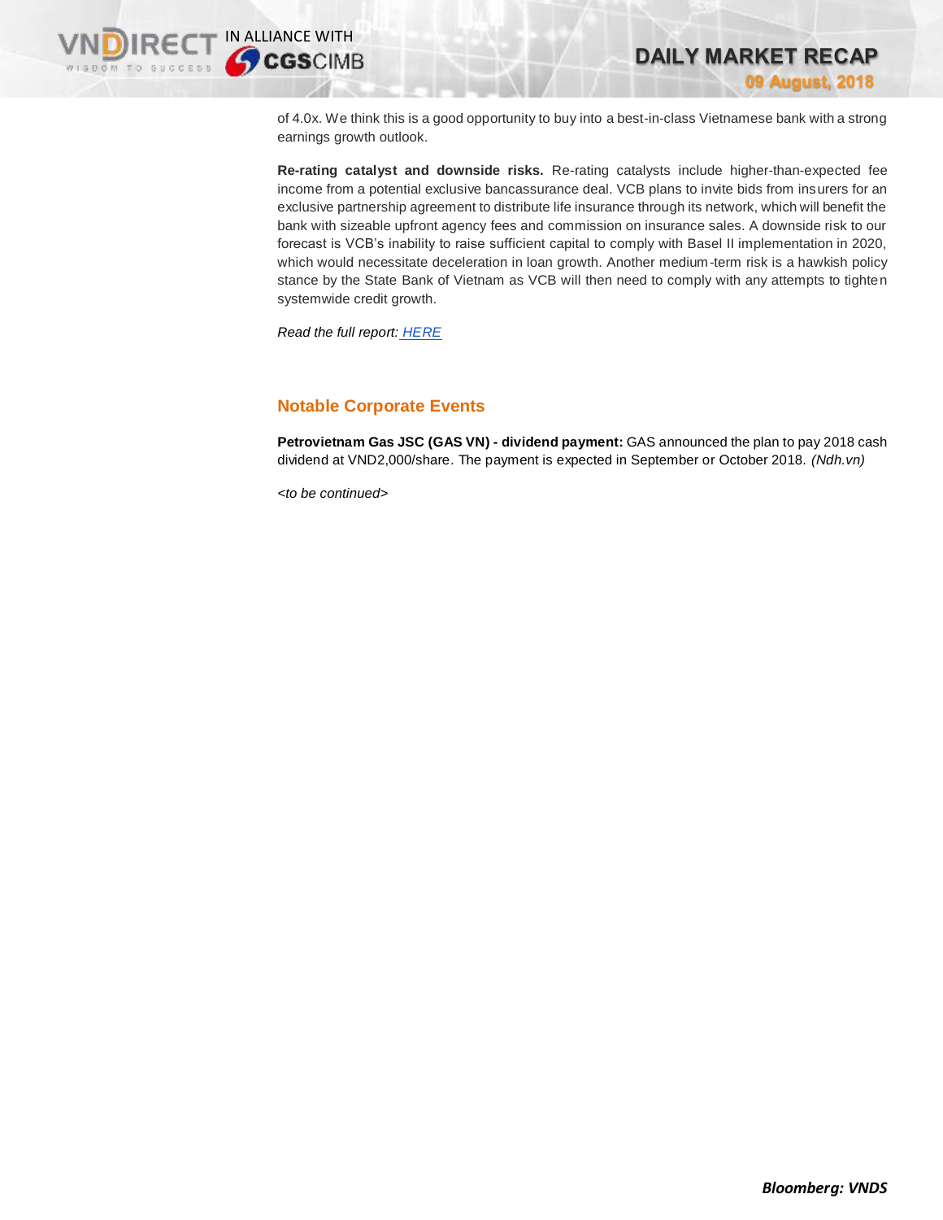of 4.0x. We think this is a good opportunity to buy into a best-in-class Vietnamese bank with a strong earnings growth outlook.

**Re-rating catalyst and downside risks.** Re-rating catalysts include higher-than-expected fee income from a potential exclusive bancassurance deal. VCB plans to invite bids from insurers for an exclusive partnership agreement to distribute life insurance through its network, which will benefit the bank with sizeable upfront agency fees and commission on insurance sales. A downside risk to our forecast is VCB's inability to raise sufficient capital to comply with Basel II implementation in 2020, which would necessitate deceleration in loan growth. Another medium-term risk is a hawkish policy stance by the State Bank of Vietnam as VCB will then need to comply with any attempts to tighten systemwide credit growth.

*Read the full report:* *HERE*

## Notable Corporate Events

**Petrovietnam Gas JSC (GAS VN) - dividend payment:** GAS announced the plan to pay 2018 cash dividend at VND2,000/share. The payment is expected in September or October 2018. *(Ndh.vn)*

*<to be continued>*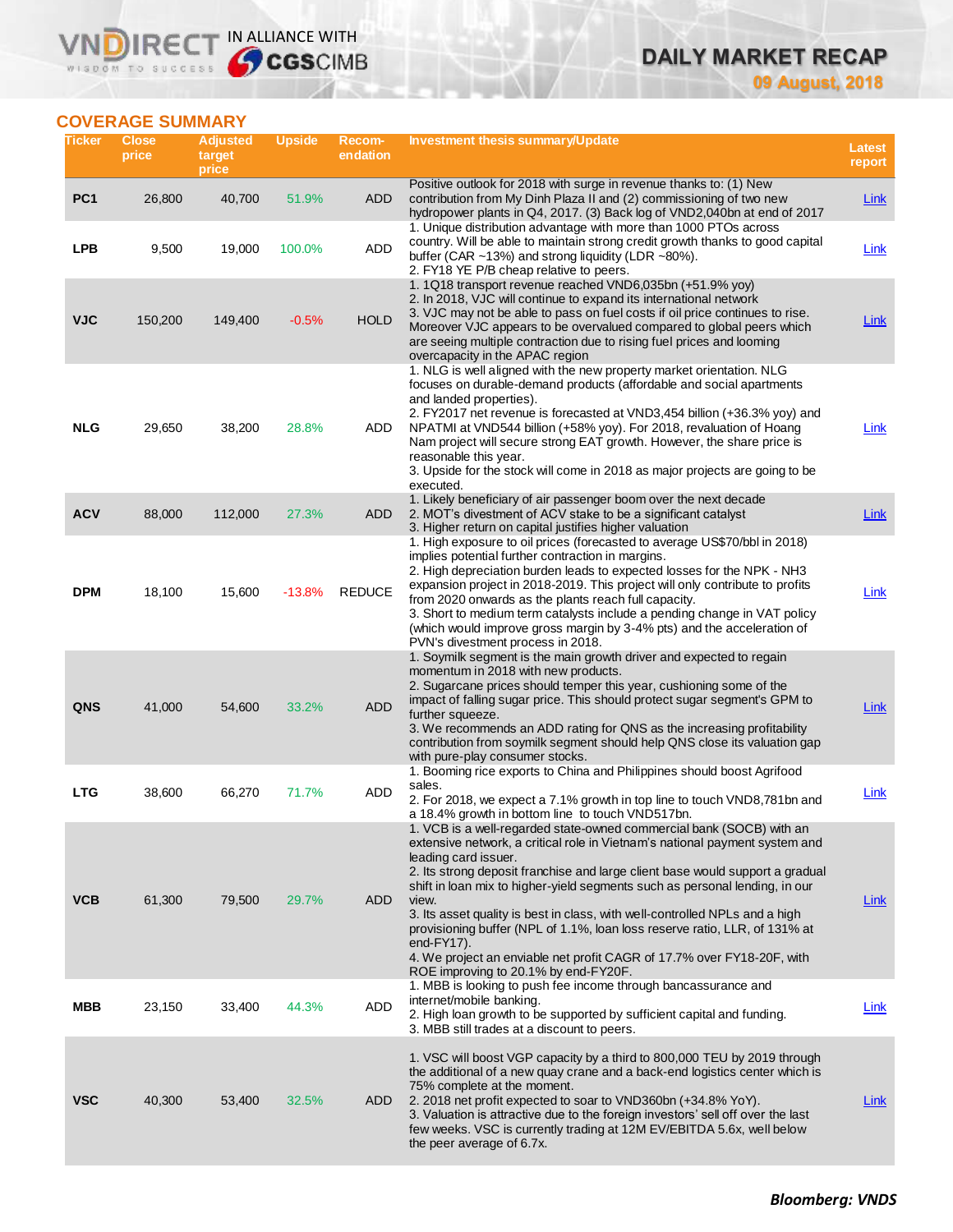## COVERAGE SUMMARY

| Ticker | Close price | Adjusted target price | Upside | Recom-endation | Investment thesis summary/Update | Latest report |
|---|---|---|---|---|---|---|
| PC1 | 26,800 | 40,700 | 51.9% | ADD | Positive outlook for 2018 with surge in revenue thanks to: (1) New contribution from My Dinh Plaza II and (2) commissioning of two new hydropower plants in Q4, 2017. (3) Back log of VND2,040bn at end of 2017 | Link |
| LPB | 9,500 | 19,000 | 100.0% | ADD | 1. Unique distribution advantage with more than 1000 PTOs across country. Will be able to maintain strong credit growth thanks to good capital buffer (CAR ~13%) and strong liquidity (LDR ~80%).<br>2. FY18 YE P/B cheap relative to peers. | Link |
| VJC | 150,200 | 149,400 | -0.5% | HOLD | 1. 1Q18 transport revenue reached VND6,035bn (+51.9% yoy)<br>2. In 2018, VJC will continue to expand its international network<br>3. VJC may not be able to pass on fuel costs if oil price continues to rise. Moreover VJC appears to be overvalued compared to global peers which are seeing multiple contraction due to rising fuel prices and looming overcapacity in the APAC region | Link |
| NLG | 29,650 | 38,200 | 28.8% | ADD | 1. NLG is well aligned with the new property market orientation. NLG focuses on durable-demand products (affordable and social apartments and landed properties).<br>2. FY2017 net revenue is forecasted at VND3,454 billion (+36.3% yoy) and NPATMI at VND544 billion (+58% yoy). For 2018, revaluation of Hoang Nam project will secure strong EAT growth. However, the share price is reasonable this year.<br>3. Upside for the stock will come in 2018 as major projects are going to be executed. | Link |
| ACV | 88,000 | 112,000 | 27.3% | ADD | 1. Likely beneficiary of air passenger boom over the next decade<br>2. MOT's divestment of ACV stake to be a significant catalyst<br>3. Higher return on capital justifies higher valuation | Link |
| DPM | 18,100 | 15,600 | -13.8% | REDUCE | 1. High exposure to oil prices (forecasted to average US$70/bbl in 2018) implies potential further contraction in margins.<br>2. High depreciation burden leads to expected losses for the NPK - NH3 expansion project in 2018-2019. This project will only contribute to profits from 2020 onwards as the plants reach full capacity.<br>3. Short to medium term catalysts include a pending change in VAT policy (which would improve gross margin by 3-4% pts) and the acceleration of PVN's divestment process in 2018. | Link |
| QNS | 41,000 | 54,600 | 33.2% | ADD | 1. Soymilk segment is the main growth driver and expected to regain momentum in 2018 with new products.<br>2. Sugarcane prices should temper this year, cushioning some of the impact of falling sugar price. This should protect sugar segment's GPM to further squeeze.<br>3. We recommends an ADD rating for QNS as the increasing profitability contribution from soymilk segment should help QNS close its valuation gap with pure-play consumer stocks. | Link |
| LTG | 38,600 | 66,270 | 71.7% | ADD | 1. Booming rice exports to China and Philippines should boost Agrifood sales.<br>2. For 2018, we expect a 7.1% growth in top line to touch VND8,781bn and a 18.4% growth in bottom line to touch VND517bn. | Link |
| VCB | 61,300 | 79,500 | 29.7% | ADD | 1. VCB is a well-regarded state-owned commercial bank (SOCB) with an extensive network, a critical role in Vietnam's national payment system and leading card issuer.<br>2. Its strong deposit franchise and large client base would support a gradual shift in loan mix to higher-yield segments such as personal lending, in our view.<br>3. Its asset quality is best in class, with well-controlled NPLs and a high provisioning buffer (NPL of 1.1%, loan loss reserve ratio, LLR, of 131% at end-FY17).<br>4. We project an enviable net profit CAGR of 17.7% over FY18-20F, with ROE improving to 20.1% by end-FY20F. | Link |
| MBB | 23,150 | 33,400 | 44.3% | ADD | 1. MBB is looking to push fee income through bancassurance and internet/mobile banking.<br>2. High loan growth to be supported by sufficient capital and funding.<br>3. MBB still trades at a discount to peers. | Link |
| VSC | 40,300 | 53,400 | 32.5% | ADD | 1. VSC will boost VGP capacity by a third to 800,000 TEU by 2019 through the additional of a new quay crane and a back-end logistics center which is 75% complete at the moment.<br>2. 2018 net profit expected to soar to VND360bn (+34.8% YoY).<br>3. Valuation is attractive due to the foreign investors' sell off over the last few weeks. VSC is currently trading at 12M EV/EBITDA 5.6x, well below the peer average of 6.7x. | Link |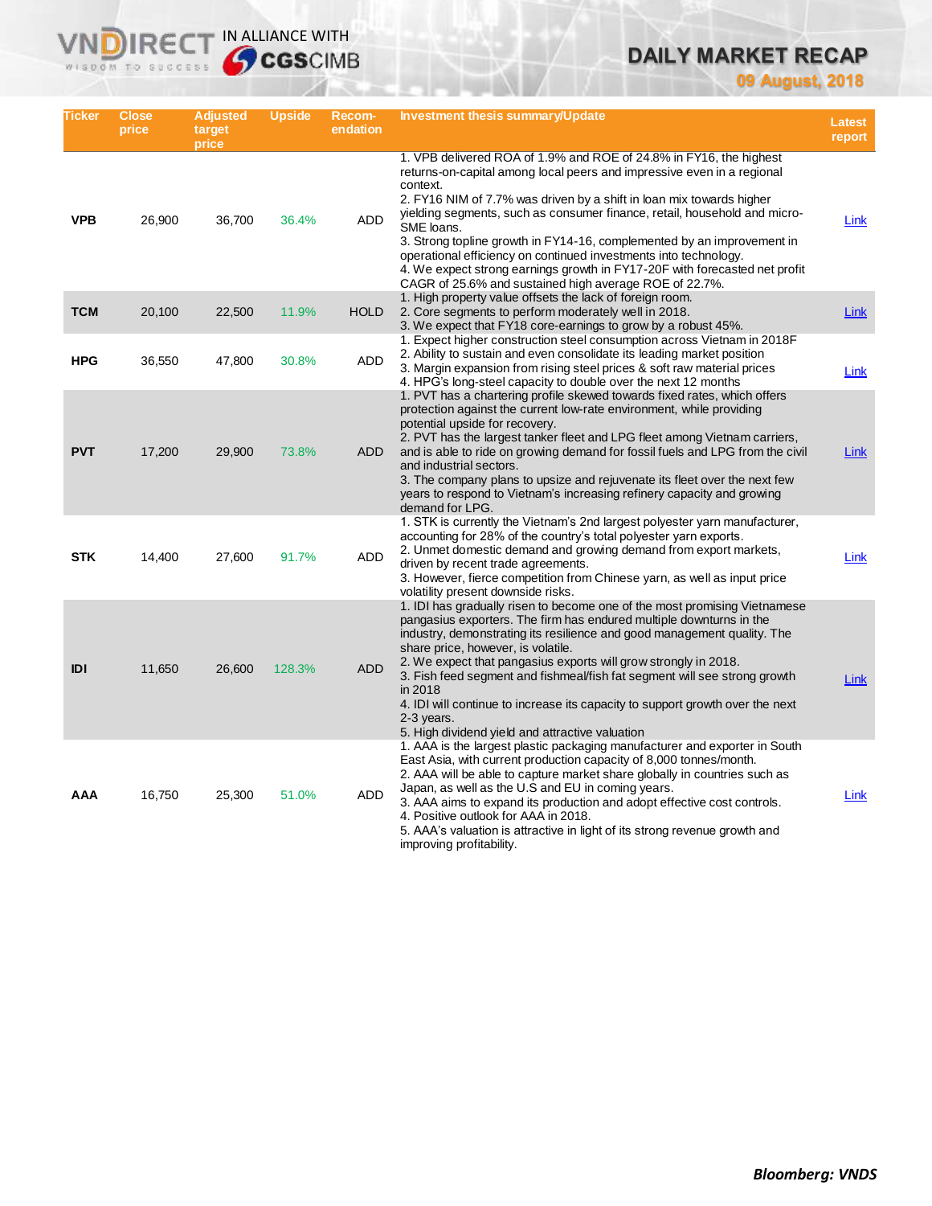# DAILY MARKET RECAP

**09 August, 2018**

| Ticker | Close price | Adjusted target price | Upside | Recom-endation | Investment thesis summary/Update | Latest report |
|---|---|---|---|---|---|---|
| **VPB** | 26,900 | 36,700 | 36.4% | ADD | 1. VPB delivered ROA of 1.9% and ROE of 24.8% in FY16, the highest returns-on-capital among local peers and impressive even in a regional context.<br>2. FY16 NIM of 7.7% was driven by a shift in loan mix towards higher yielding segments, such as consumer finance, retail, household and micro-SME loans.<br>3. Strong topline growth in FY14-16, complemented by an improvement in operational efficiency on continued investments into technology.<br>4. We expect strong earnings growth in FY17-20F with forecasted net profit CAGR of 25.6% and sustained high average ROE of 22.7%. | Link |
| **TCM** | 20,100 | 22,500 | 11.9% | HOLD | 1. High property value offsets the lack of foreign room.<br>2. Core segments to perform moderately well in 2018.<br>3. We expect that FY18 core-earnings to grow by a robust 45%. | Link |
| **HPG** | 36,550 | 47,800 | 30.8% | ADD | 1. Expect higher construction steel consumption across Vietnam in 2018F<br>2. Ability to sustain and even consolidate its leading market position<br>3. Margin expansion from rising steel prices & soft raw material prices<br>4. HPG's long-steel capacity to double over the next 12 months | Link |
| **PVT** | 17,200 | 29,900 | 73.8% | ADD | 1. PVT has a chartering profile skewed towards fixed rates, which offers protection against the current low-rate environment, while providing potential upside for recovery.<br>2. PVT has the largest tanker fleet and LPG fleet among Vietnam carriers, and is able to ride on growing demand for fossil fuels and LPG from the civil and industrial sectors.<br>3. The company plans to upsize and rejuvenate its fleet over the next few years to respond to Vietnam's increasing refinery capacity and growing demand for LPG. | Link |
| **STK** | 14,400 | 27,600 | 91.7% | ADD | 1. STK is currently the Vietnam's 2nd largest polyester yarn manufacturer, accounting for 28% of the country's total polyester yarn exports.<br>2. Unmet domestic demand and growing demand from export markets, driven by recent trade agreements.<br>3. However, fierce competition from Chinese yarn, as well as input price volatility present downside risks. | Link |
| **IDI** | 11,650 | 26,600 | 128.3% | ADD | 1. IDI has gradually risen to become one of the most promising Vietnamese pangasius exporters. The firm has endured multiple downturns in the industry, demonstrating its resilience and good management quality. The share price, however, is volatile.<br>2. We expect that pangasius exports will grow strongly in 2018.<br>3. Fish feed segment and fishmeal/fish fat segment will see strong growth in 2018<br>4. IDI will continue to increase its capacity to support growth over the next 2-3 years.<br>5. High dividend yield and attractive valuation | Link |
| **AAA** | 16,750 | 25,300 | 51.0% | ADD | 1. AAA is the largest plastic packaging manufacturer and exporter in South East Asia, with current production capacity of 8,000 tonnes/month.<br>2. AAA will be able to capture market share globally in countries such as Japan, as well as the U.S and EU in coming years.<br>3. AAA aims to expand its production and adopt effective cost controls.<br>4. Positive outlook for AAA in 2018.<br>5. AAA's valuation is attractive in light of its strong revenue growth and improving profitability. | Link |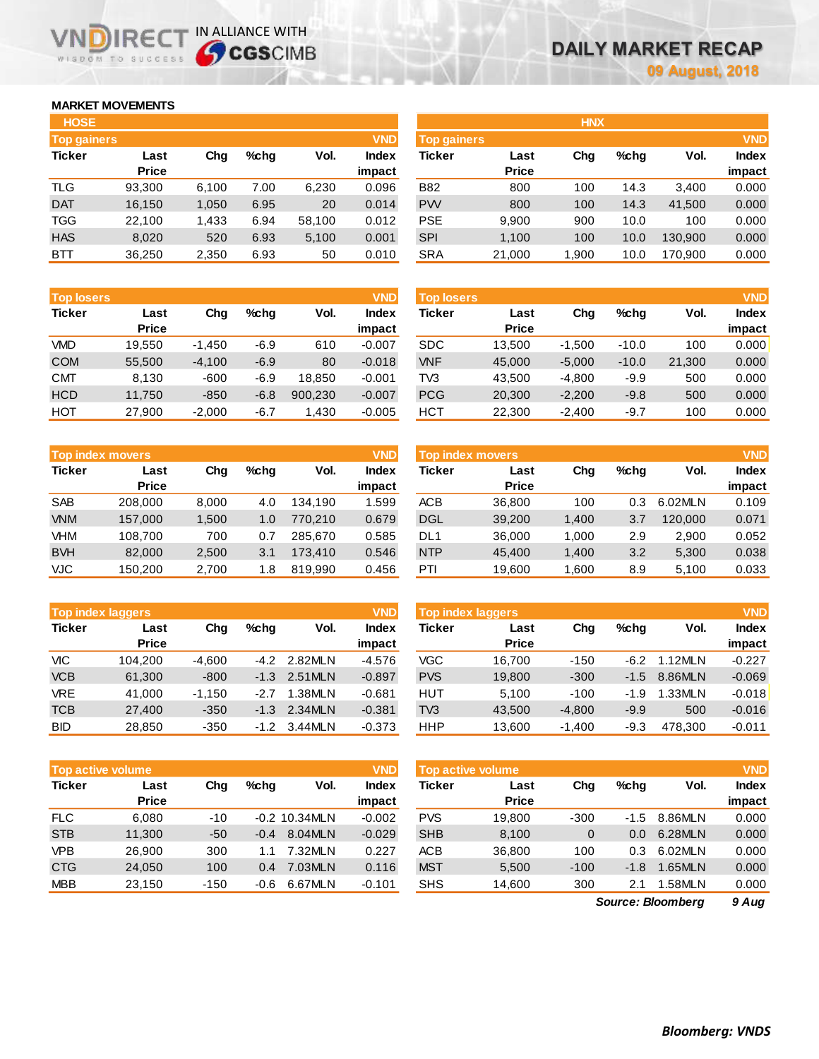# DAILY MARKET RECAP

09 August, 2018

## MARKET MOVEMENTS

### HOSE

**Top gainers** (VND)

| Ticker | Last Price | Chg | %chg | Vol. | Index impact |
|---|---|---|---|---|---|
| TLG | 93,300 | 6,100 | 7.00 | 6,230 | 0.096 |
| DAT | 16,150 | 1,050 | 6.95 | 20 | 0.014 |
| TGG | 22,100 | 1,433 | 6.94 | 58,100 | 0.012 |
| HAS | 8,020 | 520 | 6.93 | 5,100 | 0.001 |
| BTT | 36,250 | 2,350 | 6.93 | 50 | 0.010 |

**Top losers** (VND)

| Ticker | Last Price | Chg | %chg | Vol. | Index impact |
|---|---|---|---|---|---|
| VMD | 19,550 | -1,450 | -6.9 | 610 | -0.007 |
| COM | 55,500 | -4,100 | -6.9 | 80 | -0.018 |
| CMT | 8,130 | -600 | -6.9 | 18,850 | -0.001 |
| HCD | 11,750 | -850 | -6.8 | 900,230 | -0.007 |
| HOT | 27,900 | -2,000 | -6.7 | 1,430 | -0.005 |

**Top index movers** (VND)

| Ticker | Last Price | Chg | %chg | Vol. | Index impact |
|---|---|---|---|---|---|
| SAB | 208,000 | 8,000 | 4.0 | 134,190 | 1.599 |
| VNM | 157,000 | 1,500 | 1.0 | 770,210 | 0.679 |
| VHM | 108,700 | 700 | 0.7 | 285,670 | 0.585 |
| BVH | 82,000 | 2,500 | 3.1 | 173,410 | 0.546 |
| VJC | 150,200 | 2,700 | 1.8 | 819,990 | 0.456 |

**Top index laggers** (VND)

| Ticker | Last Price | Chg | %chg | Vol. | Index impact |
|---|---|---|---|---|---|
| VIC | 104,200 | -4,600 | -4.2 | 2.82MLN | -4.576 |
| VCB | 61,300 | -800 | -1.3 | 2.51MLN | -0.897 |
| VRE | 41,000 | -1,150 | -2.7 | 1.38MLN | -0.681 |
| TCB | 27,400 | -350 | -1.3 | 2.34MLN | -0.381 |
| BID | 28,850 | -350 | -1.2 | 3.44MLN | -0.373 |

**Top active volume** (VND)

| Ticker | Last Price | Chg | %chg | Vol. | Index impact |
|---|---|---|---|---|---|
| FLC | 6,080 | -10 | -0.2 | 10.34MLN | -0.002 |
| STB | 11,300 | -50 | -0.4 | 8.04MLN | -0.029 |
| VPB | 26,900 | 300 | 1.1 | 7.32MLN | 0.227 |
| CTG | 24,050 | 100 | 0.4 | 7.03MLN | 0.116 |
| MBB | 23,150 | -150 | -0.6 | 6.67MLN | -0.101 |

### HNX

**Top gainers** (VND)

| Ticker | Last Price | Chg | %chg | Vol. | Index impact |
|---|---|---|---|---|---|
| B82 | 800 | 100 | 14.3 | 3,400 | 0.000 |
| PVV | 800 | 100 | 14.3 | 41,500 | 0.000 |
| PSE | 9,900 | 900 | 10.0 | 100 | 0.000 |
| SPI | 1,100 | 100 | 10.0 | 130,900 | 0.000 |
| SRA | 21,000 | 1,900 | 10.0 | 170,900 | 0.000 |

**Top losers** (VND)

| Ticker | Last Price | Chg | %chg | Vol. | Index impact |
|---|---|---|---|---|---|
| SDC | 13,500 | -1,500 | -10.0 | 100 | 0.000 |
| VNF | 45,000 | -5,000 | -10.0 | 21,300 | 0.000 |
| TV3 | 43,500 | -4,800 | -9.9 | 500 | 0.000 |
| PCG | 20,300 | -2,200 | -9.8 | 500 | 0.000 |
| HCT | 22,300 | -2,400 | -9.7 | 100 | 0.000 |

**Top index movers** (VND)

| Ticker | Last Price | Chg | %chg | Vol. | Index impact |
|---|---|---|---|---|---|
| ACB | 36,800 | 100 | 0.3 | 6.02MLN | 0.109 |
| DGL | 39,200 | 1,400 | 3.7 | 120,000 | 0.071 |
| DL1 | 36,000 | 1,000 | 2.9 | 2,900 | 0.052 |
| NTP | 45,400 | 1,400 | 3.2 | 5,300 | 0.038 |
| PTI | 19,600 | 1,600 | 8.9 | 5,100 | 0.033 |

**Top index laggers** (VND)

| Ticker | Last Price | Chg | %chg | Vol. | Index impact |
|---|---|---|---|---|---|
| VGC | 16,700 | -150 | -6.2 | 1.12MLN | -0.227 |
| PVS | 19,800 | -300 | -1.5 | 8.86MLN | -0.069 |
| HUT | 5,100 | -100 | -1.9 | 1.33MLN | -0.018 |
| TV3 | 43,500 | -4,800 | -9.9 | 500 | -0.016 |
| HHP | 13,600 | -1,400 | -9.3 | 478,300 | -0.011 |

**Top active volume** (VND)

| Ticker | Last Price | Chg | %chg | Vol. | Index impact |
|---|---|---|---|---|---|
| PVS | 19,800 | -300 | -1.5 | 8.86MLN | 0.000 |
| SHB | 8,100 | 0 | 0.0 | 6.28MLN | 0.000 |
| ACB | 36,800 | 100 | 0.3 | 6.02MLN | 0.000 |
| MST | 5,500 | -100 | -1.8 | 1.65MLN | 0.000 |
| SHS | 14,600 | 300 | 2.1 | 1.58MLN | 0.000 |

*Source: Bloomberg* *9 Aug*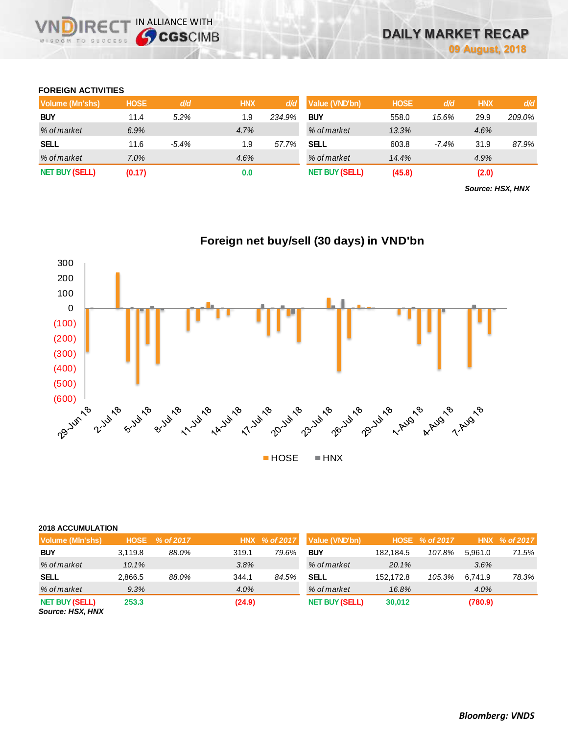# DAILY MARKET RECAP

**09 August, 2018**

## FOREIGN ACTIVITIES

| Volume (Mn'shs) | HOSE | d/d | HNX | d/d |
|---|---|---|---|---|
| **BUY** | 11.4 | *5.2%* | 1.9 | *234.9%* |
| *% of market* | *6.9%* | | *4.7%* | |
| **SELL** | 11.6 | *-5.4%* | 1.9 | *57.7%* |
| *% of market* | *7.0%* | | *4.6%* | |
| **NET BUY (SELL)** | **(0.17)** | | **0.0** | |

| Value (VND'bn) | HOSE | d/d | HNX | d/d |
|---|---|---|---|---|
| **BUY** | 558.0 | *15.6%* | 29.9 | *209.0%* |
| *% of market* | *13.3%* | | *4.6%* | |
| **SELL** | 603.8 | *-7.4%* | 31.9 | *87.9%* |
| *% of market* | *14.4%* | | *4.9%* | |
| **NET BUY (SELL)** | **(45.8)** | | **(2.0)** | |

***Source: HSX, HNX***

**Foreign net buy/sell (30 days) in VND'bn**

## 2018 ACCUMULATION

| Volume (Mln'shs) | HOSE | % of 2017 | HNX | % of 2017 |
|---|---|---|---|---|
| **BUY** | 3,119.8 | *88.0%* | 319.1 | *79.6%* |
| *% of market* | *10.1%* | | *3.8%* | |
| **SELL** | 2,866.5 | *88.0%* | 344.1 | *84.5%* |
| *% of market* | *9.3%* | | *4.0%* | |
| **NET BUY (SELL)** | **253.3** | | **(24.9)** | |

| Value (VND'bn) | HOSE | % of 2017 | HNX | % of 2017 |
|---|---|---|---|---|
| **BUY** | 182,184.5 | *107.8%* | 5,961.0 | *71.5%* |
| *% of market* | *20.1%* | | *3.6%* | |
| **SELL** | 152,172.8 | *105.3%* | 6,741.9 | *78.3%* |
| *% of market* | *16.8%* | | *4.0%* | |
| **NET BUY (SELL)** | **30,012** | | **(780.9)** | |

***Source: HSX, HNX***

***Bloomberg: VNDS***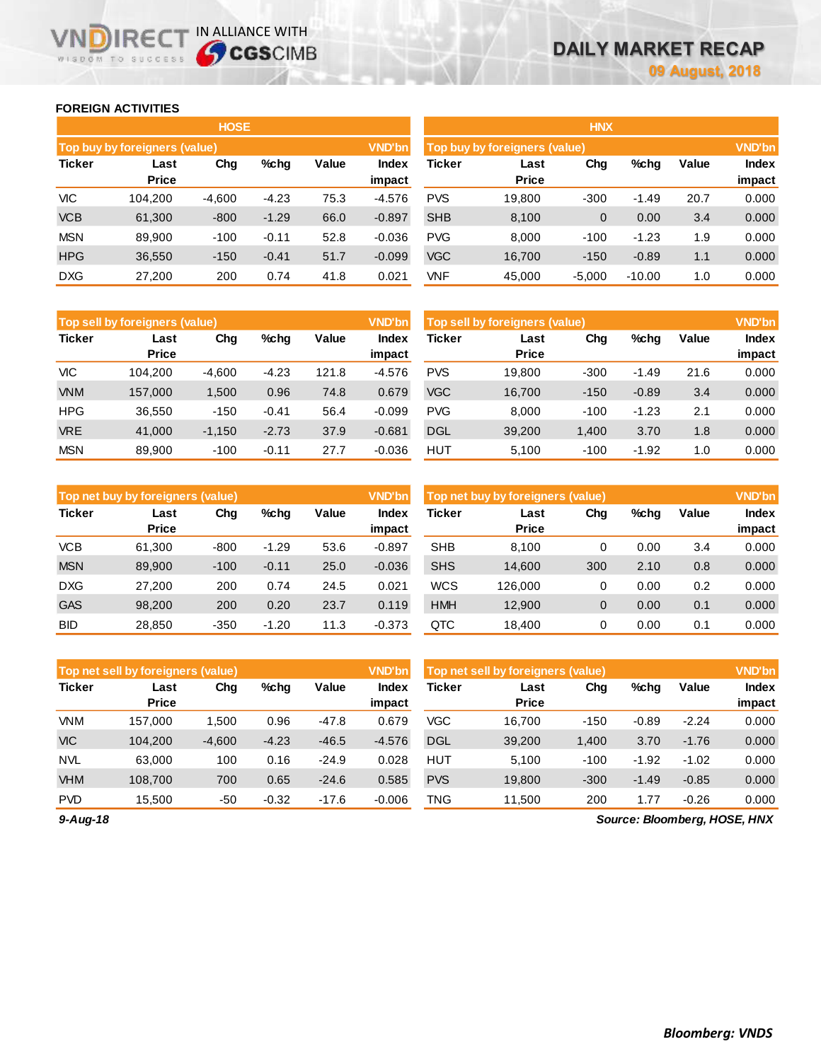# DAILY MARKET RECAP

09 August, 2018

## FOREIGN ACTIVITIES

### HOSE

| Top buy by foreigners (value) | | | | | VND'bn |
|---|---|---|---|---|---|
| Ticker | Last Price | Chg | %chg | Value | Index impact |
| VIC | 104,200 | -4,600 | -4.23 | 75.3 | -4.576 |
| VCB | 61,300 | -800 | -1.29 | 66.0 | -0.897 |
| MSN | 89,900 | -100 | -0.11 | 52.8 | -0.036 |
| HPG | 36,550 | -150 | -0.41 | 51.7 | -0.099 |
| DXG | 27,200 | 200 | 0.74 | 41.8 | 0.021 |

| Top sell by foreigners (value) | | | | | VND'bn |
|---|---|---|---|---|---|
| Ticker | Last Price | Chg | %chg | Value | Index impact |
| VIC | 104,200 | -4,600 | -4.23 | 121.8 | -4.576 |
| VNM | 157,000 | 1,500 | 0.96 | 74.8 | 0.679 |
| HPG | 36,550 | -150 | -0.41 | 56.4 | -0.099 |
| VRE | 41,000 | -1,150 | -2.73 | 37.9 | -0.681 |
| MSN | 89,900 | -100 | -0.11 | 27.7 | -0.036 |

| Top net buy by foreigners (value) | | | | | VND'bn |
|---|---|---|---|---|---|
| Ticker | Last Price | Chg | %chg | Value | Index impact |
| VCB | 61,300 | -800 | -1.29 | 53.6 | -0.897 |
| MSN | 89,900 | -100 | -0.11 | 25.0 | -0.036 |
| DXG | 27,200 | 200 | 0.74 | 24.5 | 0.021 |
| GAS | 98,200 | 200 | 0.20 | 23.7 | 0.119 |
| BID | 28,850 | -350 | -1.20 | 11.3 | -0.373 |

| Top net sell by foreigners (value) | | | | | VND'bn |
|---|---|---|---|---|---|
| Ticker | Last Price | Chg | %chg | Value | Index impact |
| VNM | 157,000 | 1,500 | 0.96 | -47.8 | 0.679 |
| VIC | 104,200 | -4,600 | -4.23 | -46.5 | -4.576 |
| NVL | 63,000 | 100 | 0.16 | -24.9 | 0.028 |
| VHM | 108,700 | 700 | 0.65 | -24.6 | 0.585 |
| PVD | 15,500 | -50 | -0.32 | -17.6 | -0.006 |

### HNX

| Top buy by foreigners (value) | | | | | VND'bn |
|---|---|---|---|---|---|
| Ticker | Last Price | Chg | %chg | Value | Index impact |
| PVS | 19,800 | -300 | -1.49 | 20.7 | 0.000 |
| SHB | 8,100 | 0 | 0.00 | 3.4 | 0.000 |
| PVG | 8,000 | -100 | -1.23 | 1.9 | 0.000 |
| VGC | 16,700 | -150 | -0.89 | 1.1 | 0.000 |
| VNF | 45,000 | -5,000 | -10.00 | 1.0 | 0.000 |

| Top sell by foreigners (value) | | | | | VND'bn |
|---|---|---|---|---|---|
| Ticker | Last Price | Chg | %chg | Value | Index impact |
| PVS | 19,800 | -300 | -1.49 | 21.6 | 0.000 |
| VGC | 16,700 | -150 | -0.89 | 3.4 | 0.000 |
| PVG | 8,000 | -100 | -1.23 | 2.1 | 0.000 |
| DGL | 39,200 | 1,400 | 3.70 | 1.8 | 0.000 |
| HUT | 5,100 | -100 | -1.92 | 1.0 | 0.000 |

| Top net buy by foreigners (value) | | | | | VND'bn |
|---|---|---|---|---|---|
| Ticker | Last Price | Chg | %chg | Value | Index impact |
| SHB | 8,100 | 0 | 0.00 | 3.4 | 0.000 |
| SHS | 14,600 | 300 | 2.10 | 0.8 | 0.000 |
| WCS | 126,000 | 0 | 0.00 | 0.2 | 0.000 |
| HMH | 12,900 | 0 | 0.00 | 0.1 | 0.000 |
| QTC | 18,400 | 0 | 0.00 | 0.1 | 0.000 |

| Top net sell by foreigners (value) | | | | | VND'bn |
|---|---|---|---|---|---|
| Ticker | Last Price | Chg | %chg | Value | Index impact |
| VGC | 16,700 | -150 | -0.89 | -2.24 | 0.000 |
| DGL | 39,200 | 1,400 | 3.70 | -1.76 | 0.000 |
| HUT | 5,100 | -100 | -1.92 | -1.02 | 0.000 |
| PVS | 19,800 | -300 | -1.49 | -0.85 | 0.000 |
| TNG | 11,500 | 200 | 1.77 | -0.26 | 0.000 |

*9-Aug-18*

*Source: Bloomberg, HOSE, HNX*

*Bloomberg: VNDS*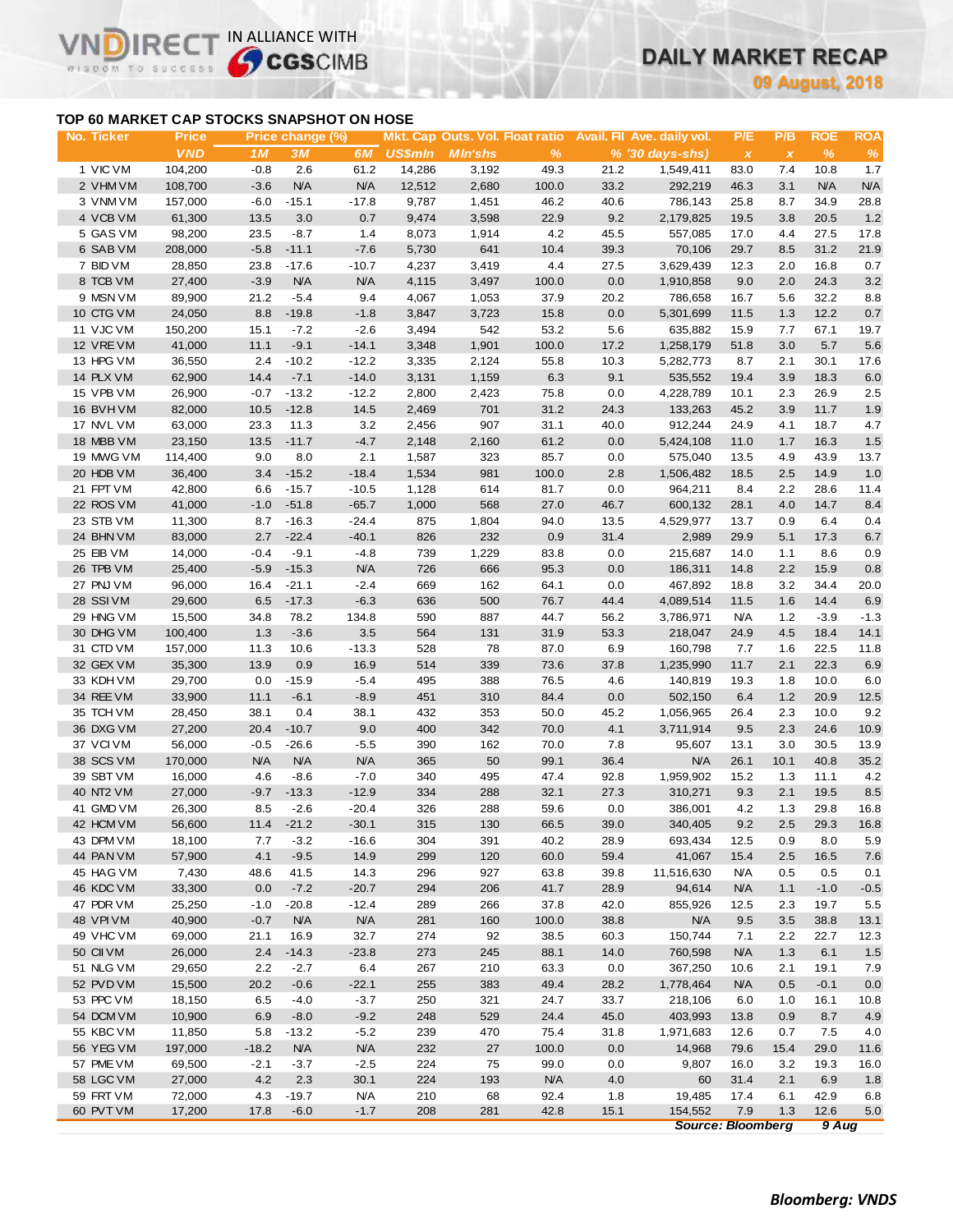# TOP 60 MARKET CAP STOCKS SNAPSHOT ON HOSE

| No. | Ticker | Price | Price change (%) | | | Mkt. Cap | Outs. Vol. | Float ratio | Avail. FII | Ave. daily vol. | P/E | P/B | ROE | ROA |
|---|---|---|---|---|---|---|---|---|---|---|---|---|---|---|
| | | VND | 1M | 3M | 6M | US$mln | Mln'shs | % | % | ('30 days-shs) | x | x | % | % |
| 1 | VIC VM | 104,200 | -0.8 | 2.6 | 61.2 | 14,286 | 3,192 | 49.3 | 21.2 | 1,549,411 | 83.0 | 7.4 | 10.8 | 1.7 |
| 2 | VHM VM | 108,700 | -3.6 | N/A | N/A | 12,512 | 2,680 | 100.0 | 33.2 | 292,219 | 46.3 | 3.1 | N/A | N/A |
| 3 | VNM VM | 157,000 | -6.0 | -15.1 | -17.8 | 9,787 | 1,451 | 46.2 | 40.6 | 786,143 | 25.8 | 8.7 | 34.9 | 28.8 |
| 4 | VCB VM | 61,300 | 13.5 | 3.0 | 0.7 | 9,474 | 3,598 | 22.9 | 9.2 | 2,179,825 | 19.5 | 3.8 | 20.5 | 1.2 |
| 5 | GAS VM | 98,200 | 23.5 | -8.7 | 1.4 | 8,073 | 1,914 | 4.2 | 45.5 | 557,085 | 17.0 | 4.4 | 27.5 | 17.8 |
| 6 | SAB VM | 208,000 | -5.8 | -11.1 | -7.6 | 5,730 | 641 | 10.4 | 39.3 | 70,106 | 29.7 | 8.5 | 31.2 | 21.9 |
| 7 | BID VM | 28,850 | 23.8 | -17.6 | -10.7 | 4,237 | 3,419 | 4.4 | 27.5 | 3,629,439 | 12.3 | 2.0 | 16.8 | 0.7 |
| 8 | TCB VM | 27,400 | -3.9 | N/A | N/A | 4,115 | 3,497 | 100.0 | 0.0 | 1,910,858 | 9.0 | 2.0 | 24.3 | 3.2 |
| 9 | MSN VM | 89,900 | 21.2 | -5.4 | 9.4 | 4,067 | 1,053 | 37.9 | 20.2 | 786,658 | 16.7 | 5.6 | 32.2 | 8.8 |
| 10 | CTG VM | 24,050 | 8.8 | -19.8 | -1.8 | 3,847 | 3,723 | 15.8 | 0.0 | 5,301,699 | 11.5 | 1.3 | 12.2 | 0.7 |
| 11 | VJC VM | 150,200 | 15.1 | -7.2 | -2.6 | 3,494 | 542 | 53.2 | 5.6 | 635,882 | 15.9 | 7.7 | 67.1 | 19.7 |
| 12 | VRE VM | 41,000 | 11.1 | -9.1 | -14.1 | 3,348 | 1,901 | 100.0 | 17.2 | 1,258,179 | 51.8 | 3.0 | 5.7 | 5.6 |
| 13 | HPG VM | 36,550 | 2.4 | -10.2 | -12.2 | 3,335 | 2,124 | 55.8 | 10.3 | 5,282,773 | 8.7 | 2.1 | 30.1 | 17.6 |
| 14 | PLX VM | 62,900 | 14.4 | -7.1 | -14.0 | 3,131 | 1,159 | 6.3 | 9.1 | 535,552 | 19.4 | 3.9 | 18.3 | 6.0 |
| 15 | VPB VM | 26,900 | -0.7 | -13.2 | -12.2 | 2,800 | 2,423 | 75.8 | 0.0 | 4,228,789 | 10.1 | 2.3 | 26.9 | 2.5 |
| 16 | BVH VM | 82,000 | 10.5 | -12.8 | 14.5 | 2,469 | 701 | 31.2 | 24.3 | 133,263 | 45.2 | 3.9 | 11.7 | 1.9 |
| 17 | NVL VM | 63,000 | 23.3 | 11.3 | 3.2 | 2,456 | 907 | 31.1 | 40.0 | 912,244 | 24.9 | 4.1 | 18.7 | 4.7 |
| 18 | MBB VM | 23,150 | 13.5 | -11.7 | -4.7 | 2,148 | 2,160 | 61.2 | 0.0 | 5,424,108 | 11.0 | 1.7 | 16.3 | 1.5 |
| 19 | MWG VM | 114,400 | 9.0 | 8.0 | 2.1 | 1,587 | 323 | 85.7 | 0.0 | 575,040 | 13.5 | 4.9 | 43.9 | 13.7 |
| 20 | HDB VM | 36,400 | 3.4 | -15.2 | -18.4 | 1,534 | 981 | 100.0 | 2.8 | 1,506,482 | 18.5 | 2.5 | 14.9 | 1.0 |
| 21 | FPT VM | 42,800 | 6.6 | -15.7 | -10.5 | 1,128 | 614 | 81.7 | 0.0 | 964,211 | 8.4 | 2.2 | 28.6 | 11.4 |
| 22 | ROS VM | 41,000 | -1.0 | -51.8 | -65.7 | 1,000 | 568 | 27.0 | 46.7 | 600,132 | 28.1 | 4.0 | 14.7 | 8.4 |
| 23 | STB VM | 11,300 | 8.7 | -16.3 | -24.4 | 875 | 1,804 | 94.0 | 13.5 | 4,529,977 | 13.7 | 0.9 | 6.4 | 0.4 |
| 24 | BHN VM | 83,000 | 2.7 | -22.4 | -40.1 | 826 | 232 | 0.9 | 31.4 | 2,989 | 29.9 | 5.1 | 17.3 | 6.7 |
| 25 | EIB VM | 14,000 | -0.4 | -9.1 | -4.8 | 739 | 1,229 | 83.8 | 0.0 | 215,687 | 14.0 | 1.1 | 8.6 | 0.9 |
| 26 | TPB VM | 25,400 | -5.9 | -15.3 | N/A | 726 | 666 | 95.3 | 0.0 | 186,311 | 14.8 | 2.2 | 15.9 | 0.8 |
| 27 | PNJ VM | 96,000 | 16.4 | -21.1 | -2.4 | 669 | 162 | 64.1 | 0.0 | 467,892 | 18.8 | 3.2 | 34.4 | 20.0 |
| 28 | SSI VM | 29,600 | 6.5 | -17.3 | -6.3 | 636 | 500 | 76.7 | 44.4 | 4,089,514 | 11.5 | 1.6 | 14.4 | 6.9 |
| 29 | HNG VM | 15,500 | 34.8 | 78.2 | 134.8 | 590 | 887 | 44.7 | 56.2 | 3,786,971 | N/A | 1.2 | -3.9 | -1.3 |
| 30 | DHG VM | 100,400 | 1.3 | -3.6 | 3.5 | 564 | 131 | 31.9 | 53.3 | 218,047 | 24.9 | 4.5 | 18.4 | 14.1 |
| 31 | CTD VM | 157,000 | 11.3 | 10.6 | -13.3 | 528 | 78 | 87.0 | 6.9 | 160,798 | 7.7 | 1.6 | 22.5 | 11.8 |
| 32 | GEX VM | 35,300 | 13.9 | 0.9 | 16.9 | 514 | 339 | 73.6 | 37.8 | 1,235,990 | 11.7 | 2.1 | 22.3 | 6.9 |
| 33 | KDH VM | 29,700 | 0.0 | -15.9 | -5.4 | 495 | 388 | 76.5 | 4.6 | 140,819 | 19.3 | 1.8 | 10.0 | 6.0 |
| 34 | REE VM | 33,900 | 11.1 | -6.1 | -8.9 | 451 | 310 | 84.4 | 0.0 | 502,150 | 6.4 | 1.2 | 20.9 | 12.5 |
| 35 | TCH VM | 28,450 | 38.1 | 0.4 | 38.1 | 432 | 353 | 50.0 | 45.2 | 1,056,965 | 26.4 | 2.3 | 10.0 | 9.2 |
| 36 | DXG VM | 27,200 | 20.4 | -10.7 | 9.0 | 400 | 342 | 70.0 | 4.1 | 3,711,914 | 9.5 | 2.3 | 24.6 | 10.9 |
| 37 | VCI VM | 56,000 | -0.5 | -26.6 | -5.5 | 390 | 162 | 70.0 | 7.8 | 95,607 | 13.1 | 3.0 | 30.5 | 13.9 |
| 38 | SCS VM | 170,000 | N/A | N/A | N/A | 365 | 50 | 99.1 | 36.4 | N/A | 26.1 | 10.1 | 40.8 | 35.2 |
| 39 | SBT VM | 16,000 | 4.6 | -8.6 | -7.0 | 340 | 495 | 47.4 | 92.8 | 1,959,902 | 15.2 | 1.3 | 11.1 | 4.2 |
| 40 | NT2 VM | 27,000 | -9.7 | -13.3 | -12.9 | 334 | 288 | 32.1 | 27.3 | 310,271 | 9.3 | 2.1 | 19.5 | 8.5 |
| 41 | GMD VM | 26,300 | 8.5 | -2.6 | -20.4 | 326 | 288 | 59.6 | 0.0 | 386,001 | 4.2 | 1.3 | 29.8 | 16.8 |
| 42 | HCM VM | 56,600 | 11.4 | -21.2 | -30.1 | 315 | 130 | 66.5 | 39.0 | 340,405 | 9.2 | 2.5 | 29.3 | 16.8 |
| 43 | DPM VM | 18,100 | 7.7 | -3.2 | -16.6 | 304 | 391 | 40.2 | 28.9 | 693,434 | 12.5 | 0.9 | 8.0 | 5.9 |
| 44 | PAN VM | 57,900 | 4.1 | -9.5 | 14.9 | 299 | 120 | 60.0 | 59.4 | 41,067 | 15.4 | 2.5 | 16.5 | 7.6 |
| 45 | HAG VM | 7,430 | 48.6 | 41.5 | 14.3 | 296 | 927 | 63.8 | 39.8 | 11,516,630 | N/A | 0.5 | 0.5 | 0.1 |
| 46 | KDC VM | 33,300 | 0.0 | -7.2 | -20.7 | 294 | 206 | 41.7 | 28.9 | 94,614 | N/A | 1.1 | -1.0 | -0.5 |
| 47 | PDR VM | 25,250 | -1.0 | -20.8 | -12.4 | 289 | 266 | 37.8 | 42.0 | 855,926 | 12.5 | 2.3 | 19.7 | 5.5 |
| 48 | VPI VM | 40,900 | -0.7 | N/A | N/A | 281 | 160 | 100.0 | 38.8 | N/A | 9.5 | 3.5 | 38.8 | 13.1 |
| 49 | VHC VM | 69,000 | 21.1 | 16.9 | 32.7 | 274 | 92 | 38.5 | 60.3 | 150,744 | 7.1 | 2.2 | 22.7 | 12.3 |
| 50 | CII VM | 26,000 | 2.4 | -14.3 | -23.8 | 273 | 245 | 88.1 | 14.0 | 760,598 | N/A | 1.3 | 6.1 | 1.5 |
| 51 | NLG VM | 29,650 | 2.2 | -2.7 | 6.4 | 267 | 210 | 63.3 | 0.0 | 367,250 | 10.6 | 2.1 | 19.1 | 7.9 |
| 52 | PVD VM | 15,500 | 20.2 | -0.6 | -22.1 | 255 | 383 | 49.4 | 28.2 | 1,778,464 | N/A | 0.5 | -0.1 | 0.0 |
| 53 | PPC VM | 18,150 | 6.5 | -4.0 | -3.7 | 250 | 321 | 24.7 | 33.7 | 218,106 | 6.0 | 1.0 | 16.1 | 10.8 |
| 54 | DCM VM | 10,900 | 6.9 | -8.0 | -9.2 | 248 | 529 | 24.4 | 45.0 | 403,993 | 13.8 | 0.9 | 8.7 | 4.9 |
| 55 | KBC VM | 11,850 | 5.8 | -13.2 | -5.2 | 239 | 470 | 75.4 | 31.8 | 1,971,683 | 12.6 | 0.7 | 7.5 | 4.0 |
| 56 | YEG VM | 197,000 | -18.2 | N/A | N/A | 232 | 27 | 100.0 | 0.0 | 14,968 | 79.6 | 15.4 | 29.0 | 11.6 |
| 57 | PME VM | 69,500 | -2.1 | -3.7 | -2.5 | 224 | 75 | 99.0 | 0.0 | 9,807 | 16.0 | 3.2 | 19.3 | 16.0 |
| 58 | LGC VM | 27,000 | 4.2 | 2.3 | 30.1 | 224 | 193 | N/A | 4.0 | 60 | 31.4 | 2.1 | 6.9 | 1.8 |
| 59 | FRT VM | 72,000 | 4.3 | -19.7 | N/A | 210 | 68 | 92.4 | 1.8 | 19,485 | 17.4 | 6.1 | 42.9 | 6.8 |
| 60 | PVT VM | 17,200 | 17.8 | -6.0 | -1.7 | 208 | 281 | 42.8 | 15.1 | 154,552 | 7.9 | 1.3 | 12.6 | 5.0 |

*Source: Bloomberg* *9 Aug*

***Bloomberg: VNDS***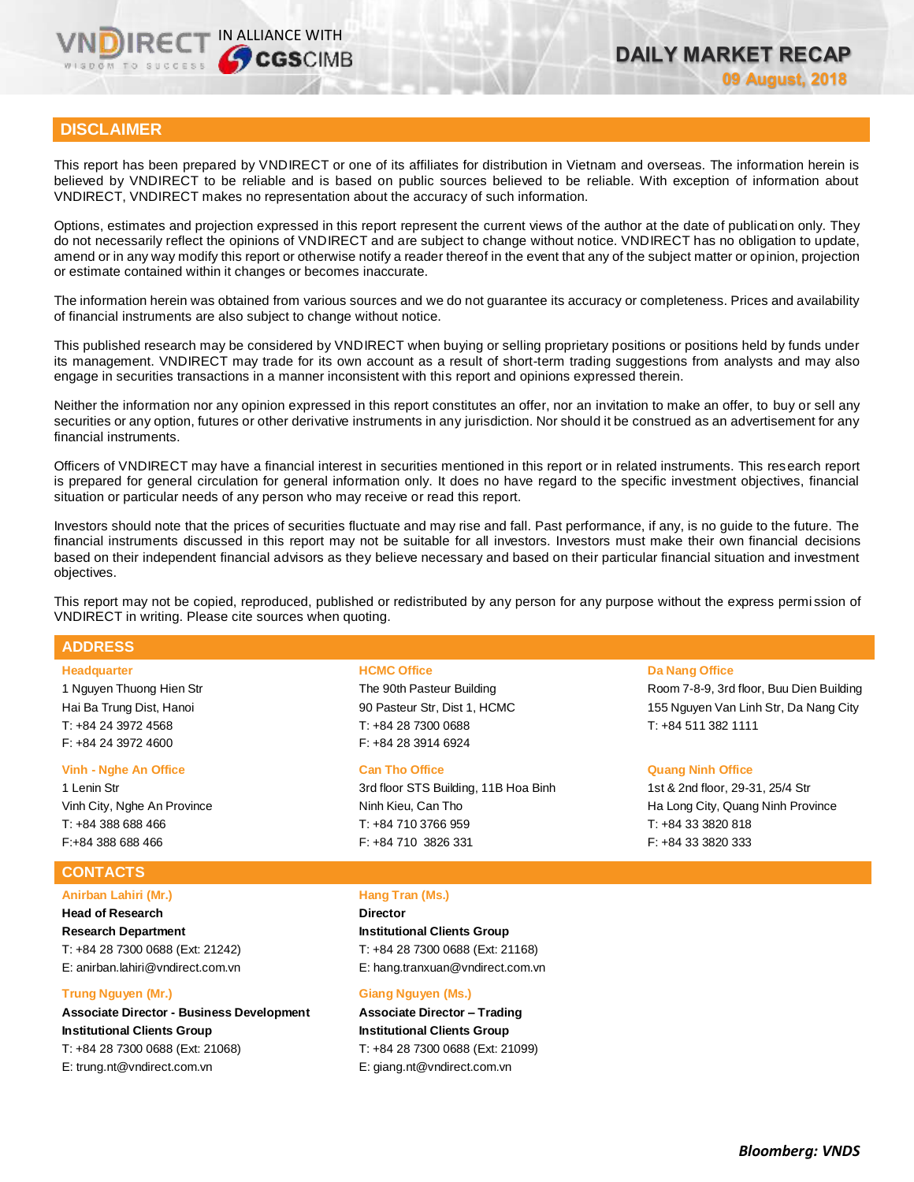## DISCLAIMER

This report has been prepared by VNDIRECT or one of its affiliates for distribution in Vietnam and overseas. The information herein is believed by VNDIRECT to be reliable and is based on public sources believed to be reliable. With exception of information about VNDIRECT, VNDIRECT makes no representation about the accuracy of such information.

Options, estimates and projection expressed in this report represent the current views of the author at the date of publication only. They do not necessarily reflect the opinions of VNDIRECT and are subject to change without notice. VNDIRECT has no obligation to update, amend or in any way modify this report or otherwise notify a reader thereof in the event that any of the subject matter or opinion, projection or estimate contained within it changes or becomes inaccurate.

The information herein was obtained from various sources and we do not guarantee its accuracy or completeness. Prices and availability of financial instruments are also subject to change without notice.

This published research may be considered by VNDIRECT when buying or selling proprietary positions or positions held by funds under its management. VNDIRECT may trade for its own account as a result of short-term trading suggestions from analysts and may also engage in securities transactions in a manner inconsistent with this report and opinions expressed therein.

Neither the information nor any opinion expressed in this report constitutes an offer, nor an invitation to make an offer, to buy or sell any securities or any option, futures or other derivative instruments in any jurisdiction. Nor should it be construed as an advertisement for any financial instruments.

Officers of VNDIRECT may have a financial interest in securities mentioned in this report or in related instruments. This research report is prepared for general circulation for general information only. It does no have regard to the specific investment objectives, financial situation or particular needs of any person who may receive or read this report.

Investors should note that the prices of securities fluctuate and may rise and fall. Past performance, if any, is no guide to the future. The financial instruments discussed in this report may not be suitable for all investors. Investors must make their own financial decisions based on their independent financial advisors as they believe necessary and based on their particular financial situation and investment objectives.

This report may not be copied, reproduced, published or redistributed by any person for any purpose without the express permission of VNDIRECT in writing. Please cite sources when quoting.

## ADDRESS

**Headquarter**
1 Nguyen Thuong Hien Str
Hai Ba Trung Dist, Hanoi
T: +84 24 3972 4568
F: +84 24 3972 4600

**HCMC Office**
The 90th Pasteur Building
90 Pasteur Str, Dist 1, HCMC
T: +84 28 7300 0688
F: +84 28 3914 6924

**Da Nang Office**
Room 7-8-9, 3rd floor, Buu Dien Building
155 Nguyen Van Linh Str, Da Nang City
T: +84 511 382 1111

**Vinh - Nghe An Office**
1 Lenin Str
Vinh City, Nghe An Province
T: +84 388 688 466
F:+84 388 688 466

**Can Tho Office**
3rd floor STS Building, 11B Hoa Binh
Ninh Kieu, Can Tho
T: +84 710 3766 959
F: +84 710 3826 331

**Quang Ninh Office**
1st & 2nd floor, 29-31, 25/4 Str
Ha Long City, Quang Ninh Province
T: +84 33 3820 818
F: +84 33 3820 333

## CONTACTS

**Anirban Lahiri (Mr.)**
**Head of Research**
**Research Department**
T: +84 28 7300 0688 (Ext: 21242)
E: anirban.lahiri@vndirect.com.vn

**Hang Tran (Ms.)**
**Director**
**Institutional Clients Group**
T: +84 28 7300 0688 (Ext: 21168)
E: hang.tranxuan@vndirect.com.vn

**Trung Nguyen (Mr.)**
**Associate Director - Business Development**
**Institutional Clients Group**
T: +84 28 7300 0688 (Ext: 21068)
E: trung.nt@vndirect.com.vn

**Giang Nguyen (Ms.)**
**Associate Director – Trading**
**Institutional Clients Group**
T: +84 28 7300 0688 (Ext: 21099)
E: giang.nt@vndirect.com.vn

***Bloomberg: VNDS***